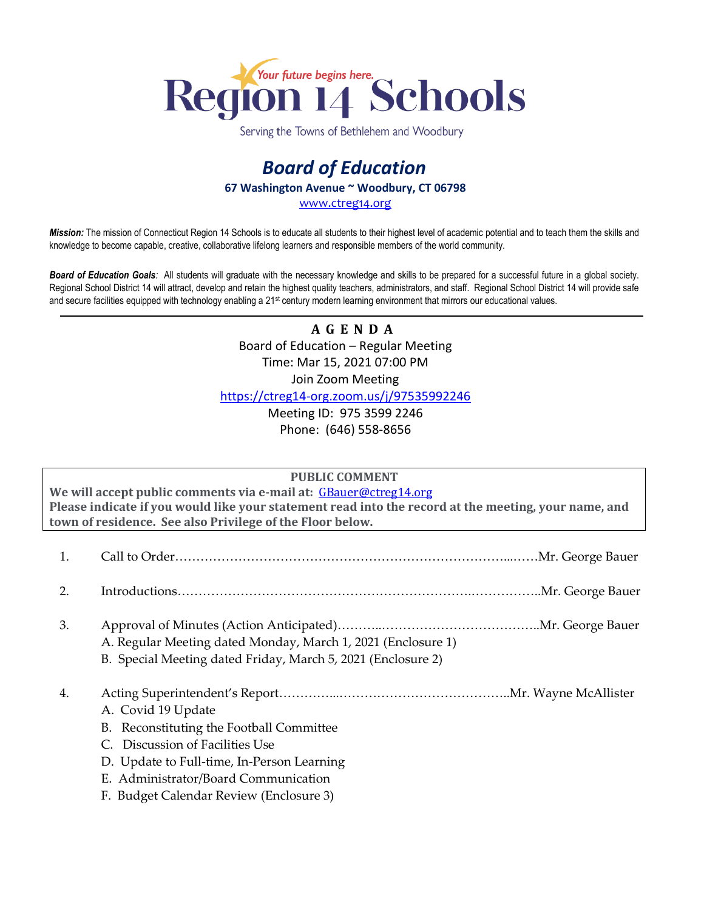# Region 14 Schools

*Your future begins here.*

Serving the Towns of Bethlehem and Woodbury

## *Board of Education*

**67 Washington Avenue ~ Woodbury, CT 06798**

www.ctreg14.org

***Mission:*** The mission of Connecticut Region 14 Schools is to educate all students to their highest level of academic potential and to teach them the skills and knowledge to become capable, creative, collaborative lifelong learners and responsible members of the world community.

***Board of Education Goals:*** All students will graduate with the necessary knowledge and skills to be prepared for a successful future in a global society. Regional School District 14 will attract, develop and retain the highest quality teachers, administrators, and staff. Regional School District 14 will provide safe and secure facilities equipped with technology enabling a 21st century modern learning environment that mirrors our educational values.

---

**A G E N D A**

Board of Education – Regular Meeting
Time: Mar 15, 2021 07:00 PM
Join Zoom Meeting
https://ctreg14-org.zoom.us/j/97535992246
Meeting ID: 975 3599 2246
Phone: (646) 558-8656

**PUBLIC COMMENT**

**We will accept public comments via e-mail at: GBauer@ctreg14.org**
**Please indicate if you would like your statement read into the record at the meeting, your name, and town of residence. See also Privilege of the Floor below.**

1. Call to Order……………………………………………………………………...……Mr. George Bauer

2. Introductions…………………………………………………………..……………..Mr. George Bauer

3. Approval of Minutes (Action Anticipated)………..………………………………..Mr. George Bauer
   A. Regular Meeting dated Monday, March 1, 2021 (Enclosure 1)
   B. Special Meeting dated Friday, March 5, 2021 (Enclosure 2)

4. Acting Superintendent's Report…………...…………………………………..Mr. Wayne McAllister
   A. Covid 19 Update
   B. Reconstituting the Football Committee
   C. Discussion of Facilities Use
   D. Update to Full-time, In-Person Learning
   E. Administrator/Board Communication
   F. Budget Calendar Review (Enclosure 3)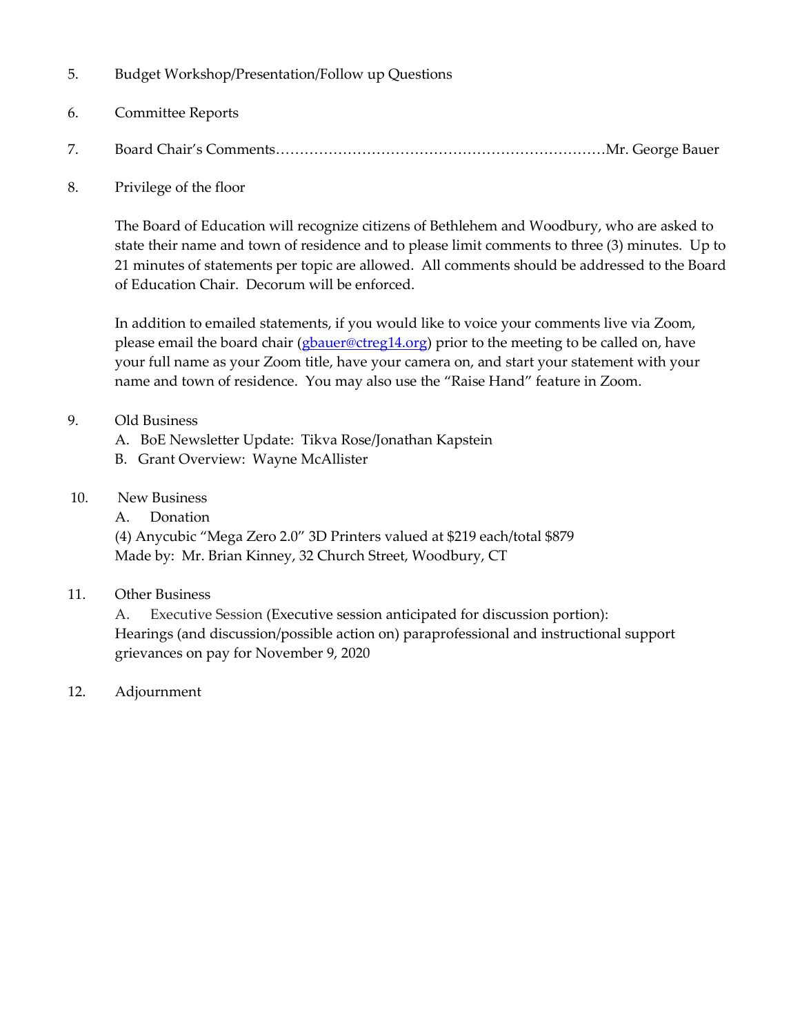5. Budget Workshop/Presentation/Follow up Questions

6. Committee Reports

7. Board Chair's Comments……………………………………………………………Mr. George Bauer

8. Privilege of the floor

   The Board of Education will recognize citizens of Bethlehem and Woodbury, who are asked to state their name and town of residence and to please limit comments to three (3) minutes. Up to 21 minutes of statements per topic are allowed. All comments should be addressed to the Board of Education Chair. Decorum will be enforced.

   In addition to emailed statements, if you would like to voice your comments live via Zoom, please email the board chair (gbauer@ctreg14.org) prior to the meeting to be called on, have your full name as your Zoom title, have your camera on, and start your statement with your name and town of residence. You may also use the "Raise Hand" feature in Zoom.

9. Old Business
   A. BoE Newsletter Update: Tikva Rose/Jonathan Kapstein
   B. Grant Overview: Wayne McAllister

10. New Business
    A. Donation
    (4) Anycubic "Mega Zero 2.0" 3D Printers valued at $219 each/total $879
    Made by: Mr. Brian Kinney, 32 Church Street, Woodbury, CT

11. Other Business
    A. Executive Session (Executive session anticipated for discussion portion):
    Hearings (and discussion/possible action on) paraprofessional and instructional support grievances on pay for November 9, 2020

12. Adjournment